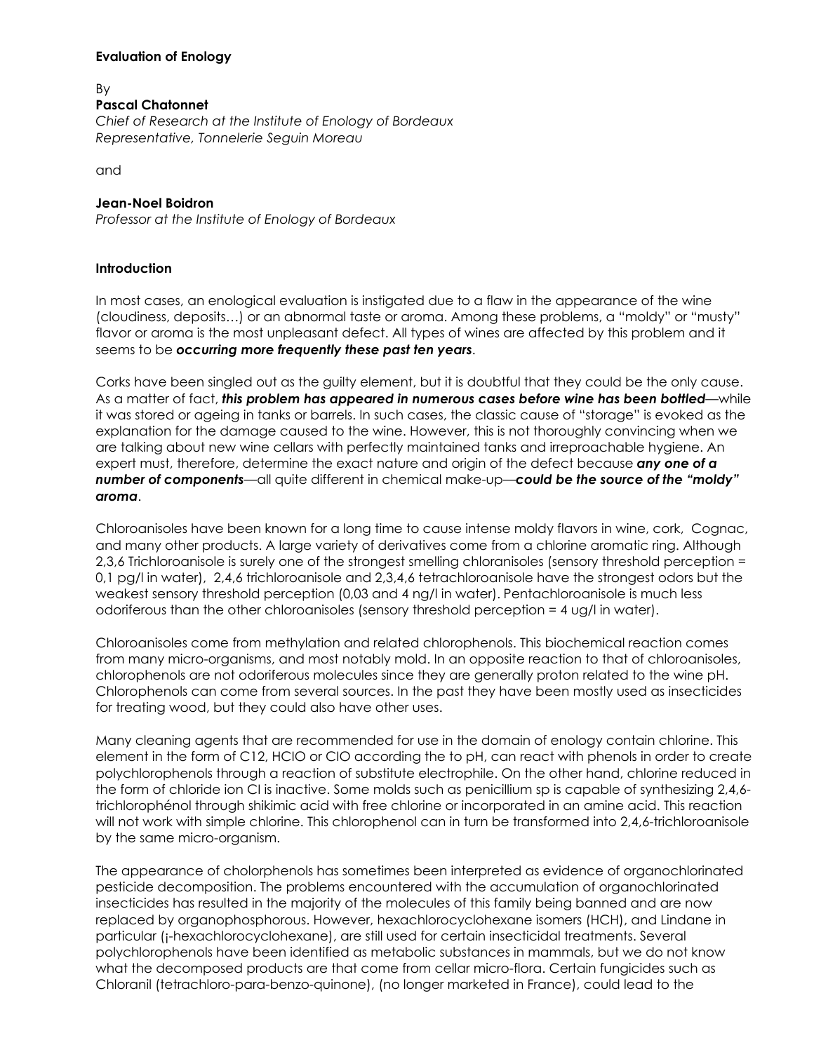**Evaluation of Enology**

By

**Pascal Chatonnet**

*Chief of Research at the Institute of Enology of Bordeaux*
*Representative, Tonnelerie Seguin Moreau*

and

**Jean-Noel Boidron**

*Professor at the Institute of Enology of Bordeaux*

**Introduction**

In most cases, an enological evaluation is instigated due to a flaw in the appearance of the wine (cloudiness, deposits…) or an abnormal taste or aroma. Among these problems, a "moldy" or "musty" flavor or aroma is the most unpleasant defect. All types of wines are affected by this problem and it seems to be ***occurring more frequently these past ten years***.

Corks have been singled out as the guilty element, but it is doubtful that they could be the only cause. As a matter of fact, ***this problem has appeared in numerous cases before wine has been bottled***—while it was stored or ageing in tanks or barrels. In such cases, the classic cause of "storage" is evoked as the explanation for the damage caused to the wine. However, this is not thoroughly convincing when we are talking about new wine cellars with perfectly maintained tanks and irreproachable hygiene. An expert must, therefore, determine the exact nature and origin of the defect because ***any one of a number of components***—all quite different in chemical make-up—***could be the source of the "moldy" aroma***.

Chloroanisoles have been known for a long time to cause intense moldy flavors in wine, cork, Cognac, and many other products. A large variety of derivatives come from a chlorine aromatic ring. Although 2,3,6 Trichloroanisole is surely one of the strongest smelling chloranisoles (sensory threshold perception = 0,1 pg/l in water), 2,4,6 trichloroanisole and 2,3,4,6 tetrachloroanisole have the strongest odors but the weakest sensory threshold perception (0,03 and 4 ng/l in water). Pentachloroanisole is much less odoriferous than the other chloroanisoles (sensory threshold perception = 4 ug/l in water).

Chloroanisoles come from methylation and related chlorophenols. This biochemical reaction comes from many micro-organisms, and most notably mold. In an opposite reaction to that of chloroanisoles, chlorophenols are not odoriferous molecules since they are generally proton related to the wine pH. Chlorophenols can come from several sources. In the past they have been mostly used as insecticides for treating wood, but they could also have other uses.

Many cleaning agents that are recommended for use in the domain of enology contain chlorine. This element in the form of C12, HClO or ClO according the to pH, can react with phenols in order to create polychlorophenols through a reaction of substitute electrophile. On the other hand, chlorine reduced in the form of chloride ion Cl is inactive. Some molds such as penicillium sp is capable of synthesizing 2,4,6-trichlorophénol through shikimic acid with free chlorine or incorporated in an amine acid. This reaction will not work with simple chlorine. This chlorophenol can in turn be transformed into 2,4,6-trichloroanisole by the same micro-organism.

The appearance of cholorphenols has sometimes been interpreted as evidence of organochlorinated pesticide decomposition. The problems encountered with the accumulation of organochlorinated insecticides has resulted in the majority of the molecules of this family being banned and are now replaced by organophosphorous. However, hexachlorocyclohexane isomers (HCH), and Lindane in particular (¡-hexachlorocyclohexane), are still used for certain insecticidal treatments. Several polychlorophenols have been identified as metabolic substances in mammals, but we do not know what the decomposed products are that come from cellar micro-flora. Certain fungicides such as Chloranil (tetrachloro-para-benzo-quinone), (no longer marketed in France), could lead to the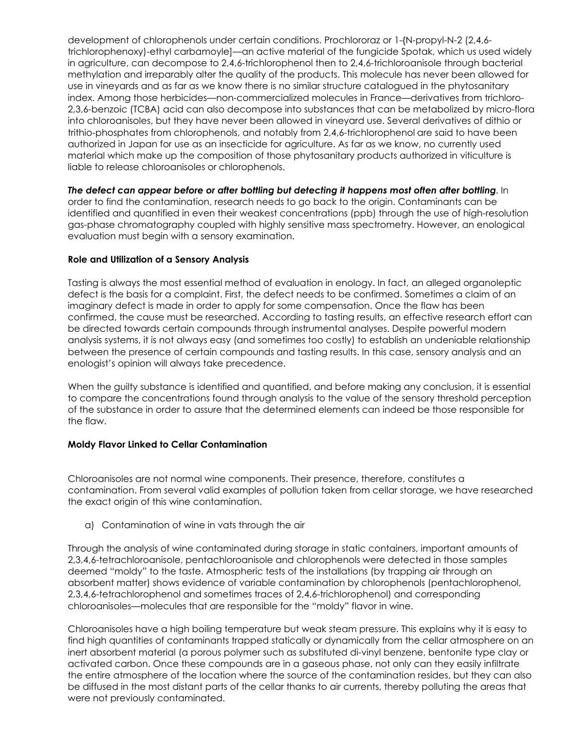development of chlorophenols under certain conditions. Prochloroaz or 1-{N-propyl-N-2 (2,4,6-trichlorophenoxy)-ethyl carbamoyle]—an active material of the fungicide Spotak, which us used widely in agriculture, can decompose to 2,4,6-trichlorophenol then to 2,4,6-trichloroanisole through bacterial methylation and irreparably alter the quality of the products. This molecule has never been allowed for use in vineyards and as far as we know there is no similar structure catalogued in the phytosanitary index. Among those herbicides—non-commercialized molecules in France—derivatives from trichloro-2,3,6-benzoic (TCBA) acid can also decompose into substances that can be metabolized by micro-flora into chloroanisoles, but they have never been allowed in vineyard use. Several derivatives of dithio or trithio-phosphates from chlorophenols, and notably from 2,4,6-trichlorophenol are said to have been authorized in Japan for use as an insecticide for agriculture. As far as we know, no currently used material which make up the composition of those phytosanitary products authorized in viticulture is liable to release chloroanisoles or chlorophenols.

***The defect can appear before or after bottling but detecting it happens most often after bottling***. In order to find the contamination, research needs to go back to the origin. Contaminants can be identified and quantified in even their weakest concentrations (ppb) through the use of high-resolution gas-phase chromatography coupled with highly sensitive mass spectrometry. However, an enological evaluation must begin with a sensory examination.

**Role and Utilization of a Sensory Analysis**

Tasting is always the most essential method of evaluation in enology. In fact, an alleged organoleptic defect is the basis for a complaint. First, the defect needs to be confirmed. Sometimes a claim of an imaginary defect is made in order to apply for some compensation. Once the flaw has been confirmed, the cause must be researched. According to tasting results, an effective research effort can be directed towards certain compounds through instrumental analyses. Despite powerful modern analysis systems, it is not always easy (and sometimes too costly) to establish an undeniable relationship between the presence of certain compounds and tasting results. In this case, sensory analysis and an enologist's opinion will always take precedence.

When the guilty substance is identified and quantified, and before making any conclusion, it is essential to compare the concentrations found through analysis to the value of the sensory threshold perception of the substance in order to assure that the determined elements can indeed be those responsible for the flaw.

**Moldy Flavor Linked to Cellar Contamination**

Chloroanisoles are not normal wine components. Their presence, therefore, constitutes a contamination. From several valid examples of pollution taken from cellar storage, we have researched the exact origin of this wine contamination.

a) Contamination of wine in vats through the air

Through the analysis of wine contaminated during storage in static containers, important amounts of 2,3,4,6-tetrachloroanisole, pentachloroanisole and chlorophenols were detected in those samples deemed "moldy" to the taste. Atmospheric tests of the installations (by trapping air through an absorbent matter) shows evidence of variable contamination by chlorophenols (pentachlorophenol, 2,3,4,6-tetrachlorophenol and sometimes traces of 2,4,6-trichlorophenol) and corresponding chloroanisoles—molecules that are responsible for the "moldy" flavor in wine.

Chloroanisoles have a high boiling temperature but weak steam pressure. This explains why it is easy to find high quantities of contaminants trapped statically or dynamically from the cellar atmosphere on an inert absorbent material (a porous polymer such as substituted di-vinyl benzene, bentonite type clay or activated carbon. Once these compounds are in a gaseous phase, not only can they easily infiltrate the entire atmosphere of the location where the source of the contamination resides, but they can also be diffused in the most distant parts of the cellar thanks to air currents, thereby polluting the areas that were not previously contaminated.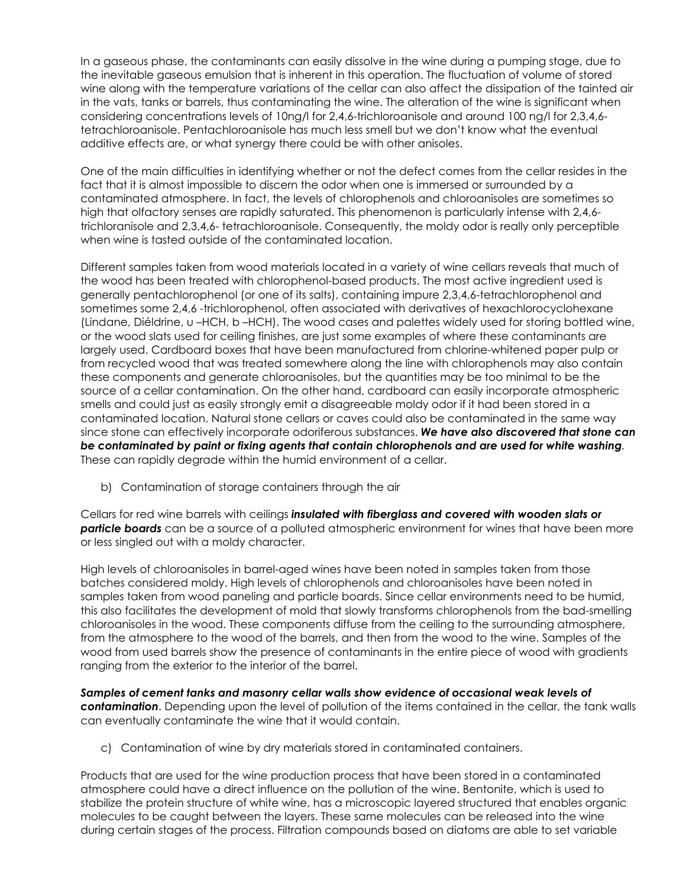In a gaseous phase, the contaminants can easily dissolve in the wine during a pumping stage, due to the inevitable gaseous emulsion that is inherent in this operation. The fluctuation of volume of stored wine along with the temperature variations of the cellar can also affect the dissipation of the tainted air in the vats, tanks or barrels, thus contaminating the wine. The alteration of the wine is significant when considering concentrations levels of 10ng/l for 2,4,6-trichloroanisole and around 100 ng/l for 2,3,4,6-tetrachloroanisole. Pentachloroanisole has much less smell but we don't know what the eventual additive effects are, or what synergy there could be with other anisoles.

One of the main difficulties in identifying whether or not the defect comes from the cellar resides in the fact that it is almost impossible to discern the odor when one is immersed or surrounded by a contaminated atmosphere. In fact, the levels of chlorophenols and chloroanisoles are sometimes so high that olfactory senses are rapidly saturated. This phenomenon is particularly intense with 2,4,6-trichloranisole and 2,3,4,6- tetrachloroanisole. Consequently, the moldy odor is really only perceptible when wine is tasted outside of the contaminated location.

Different samples taken from wood materials located in a variety of wine cellars reveals that much of the wood has been treated with chlorophenol-based products. The most active ingredient used is generally pentachlorophenol (or one of its salts), containing impure 2,3,4,6-tetrachlorophenol and sometimes some 2,4,6 -trichlorophenol, often associated with derivatives of hexachlorocyclohexane (Lindane, Diéldrine, υ –HCH, b –HCH). The wood cases and palettes widely used for storing bottled wine, or the wood slats used for ceiling finishes, are just some examples of where these contaminants are largely used. Cardboard boxes that have been manufactured from chlorine-whitened paper pulp or from recycled wood that was treated somewhere along the line with chlorophenols may also contain these components and generate chloroanisoles, but the quantities may be too minimal to be the source of a cellar contamination. On the other hand, cardboard can easily incorporate atmospheric smells and could just as easily strongly emit a disagreeable moldy odor if it had been stored in a contaminated location. Natural stone cellars or caves could also be contaminated in the same way since stone can effectively incorporate odoriferous substances. ***We have also discovered that stone can be contaminated by paint or fixing agents that contain chlorophenols and are used for white washing***. These can rapidly degrade within the humid environment of a cellar.

b) Contamination of storage containers through the air

Cellars for red wine barrels with ceilings ***insulated with fiberglass and covered with wooden slats or particle boards*** can be a source of a polluted atmospheric environment for wines that have been more or less singled out with a moldy character.

High levels of chloroanisoles in barrel-aged wines have been noted in samples taken from those batches considered moldy. High levels of chlorophenols and chloroanisoles have been noted in samples taken from wood paneling and particle boards. Since cellar environments need to be humid, this also facilitates the development of mold that slowly transforms chlorophenols from the bad-smelling chloroanisoles in the wood. These components diffuse from the ceiling to the surrounding atmosphere, from the atmosphere to the wood of the barrels, and then from the wood to the wine. Samples of the wood from used barrels show the presence of contaminants in the entire piece of wood with gradients ranging from the exterior to the interior of the barrel.

***Samples of cement tanks and masonry cellar walls show evidence of occasional weak levels of contamination***. Depending upon the level of pollution of the items contained in the cellar, the tank walls can eventually contaminate the wine that it would contain.

c) Contamination of wine by dry materials stored in contaminated containers.

Products that are used for the wine production process that have been stored in a contaminated atmosphere could have a direct influence on the pollution of the wine. Bentonite, which is used to stabilize the protein structure of white wine, has a microscopic layered structured that enables organic molecules to be caught between the layers. These same molecules can be released into the wine during certain stages of the process. Filtration compounds based on diatoms are able to set variable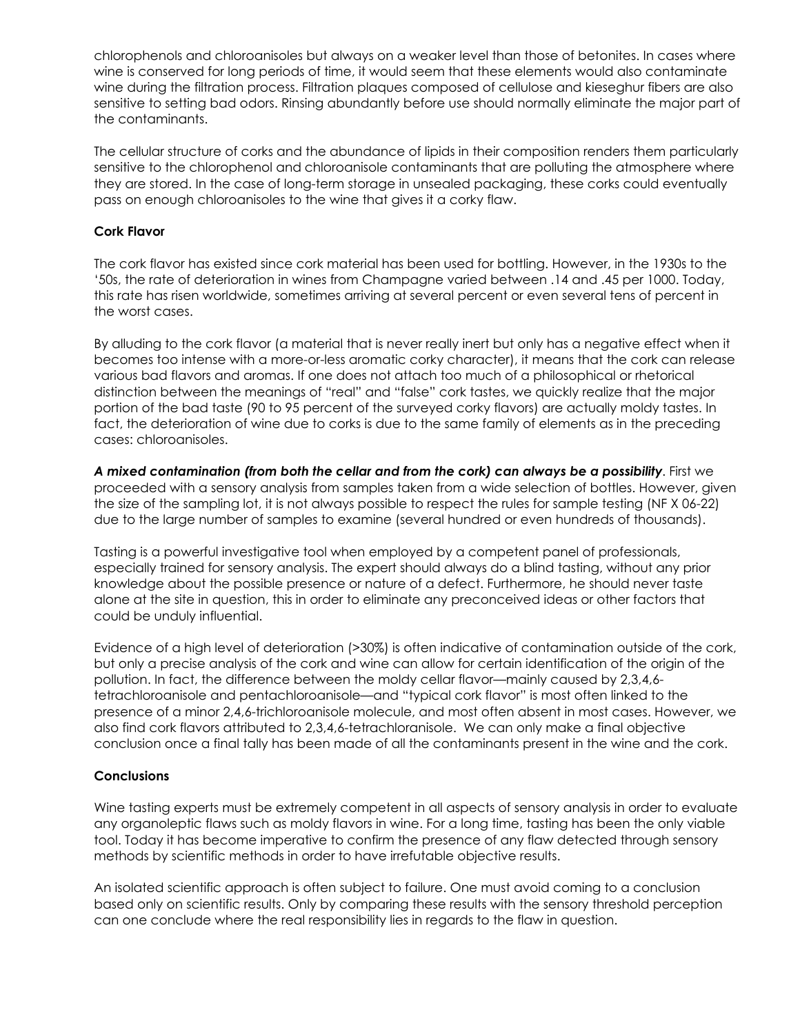chlorophenols and chloroanisoles but always on a weaker level than those of betonites. In cases where wine is conserved for long periods of time, it would seem that these elements would also contaminate wine during the filtration process. Filtration plaques composed of cellulose and kieseghur fibers are also sensitive to setting bad odors. Rinsing abundantly before use should normally eliminate the major part of the contaminants.

The cellular structure of corks and the abundance of lipids in their composition renders them particularly sensitive to the chlorophenol and chloroanisole contaminants that are polluting the atmosphere where they are stored. In the case of long-term storage in unsealed packaging, these corks could eventually pass on enough chloroanisoles to the wine that gives it a corky flaw.

**Cork Flavor**

The cork flavor has existed since cork material has been used for bottling. However, in the 1930s to the '50s, the rate of deterioration in wines from Champagne varied between .14 and .45 per 1000. Today, this rate has risen worldwide, sometimes arriving at several percent or even several tens of percent in the worst cases.

By alluding to the cork flavor (a material that is never really inert but only has a negative effect when it becomes too intense with a more-or-less aromatic corky character), it means that the cork can release various bad flavors and aromas. If one does not attach too much of a philosophical or rhetorical distinction between the meanings of "real" and "false" cork tastes, we quickly realize that the major portion of the bad taste (90 to 95 percent of the surveyed corky flavors) are actually moldy tastes. In fact, the deterioration of wine due to corks is due to the same family of elements as in the preceding cases: chloroanisoles.

***A mixed contamination (from both the cellar and from the cork) can always be a possibility***. First we proceeded with a sensory analysis from samples taken from a wide selection of bottles. However, given the size of the sampling lot, it is not always possible to respect the rules for sample testing (NF X 06-22) due to the large number of samples to examine (several hundred or even hundreds of thousands).

Tasting is a powerful investigative tool when employed by a competent panel of professionals, especially trained for sensory analysis. The expert should always do a blind tasting, without any prior knowledge about the possible presence or nature of a defect. Furthermore, he should never taste alone at the site in question, this in order to eliminate any preconceived ideas or other factors that could be unduly influential.

Evidence of a high level of deterioration (>30%) is often indicative of contamination outside of the cork, but only a precise analysis of the cork and wine can allow for certain identification of the origin of the pollution. In fact, the difference between the moldy cellar flavor—mainly caused by 2,3,4,6-tetrachloroanisole and pentachloroanisole—and "typical cork flavor" is most often linked to the presence of a minor 2,4,6-trichloroanisole molecule, and most often absent in most cases. However, we also find cork flavors attributed to 2,3,4,6-tetrachloranisole. We can only make a final objective conclusion once a final tally has been made of all the contaminants present in the wine and the cork.

**Conclusions**

Wine tasting experts must be extremely competent in all aspects of sensory analysis in order to evaluate any organoleptic flaws such as moldy flavors in wine. For a long time, tasting has been the only viable tool. Today it has become imperative to confirm the presence of any flaw detected through sensory methods by scientific methods in order to have irrefutable objective results.

An isolated scientific approach is often subject to failure. One must avoid coming to a conclusion based only on scientific results. Only by comparing these results with the sensory threshold perception can one conclude where the real responsibility lies in regards to the flaw in question.